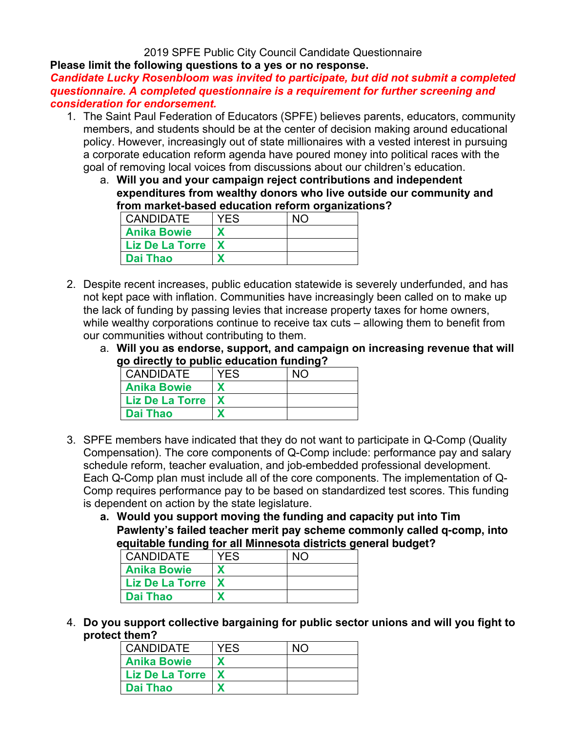2019 SPFE Public City Council Candidate Questionnaire

**Please limit the following questions to a yes or no response.**

***Candidate Lucky Rosenbloom was invited to participate, but did not submit a completed questionnaire. A completed questionnaire is a requirement for further screening and consideration for endorsement.***

1. The Saint Paul Federation of Educators (SPFE) believes parents, educators, community members, and students should be at the center of decision making around educational policy. However, increasingly out of state millionaires with a vested interest in pursuing a corporate education reform agenda have poured money into political races with the goal of removing local voices from discussions about our children's education.
   a. **Will you and your campaign reject contributions and independent expenditures from wealthy donors who live outside our community and from market-based education reform organizations?**

| CANDIDATE | YES | NO |
|---|---|---|
| **Anika Bowie** | **X** | |
| **Liz De La Torre** | **X** | |
| **Dai Thao** | **X** | |

2. Despite recent increases, public education statewide is severely underfunded, and has not kept pace with inflation. Communities have increasingly been called on to make up the lack of funding by passing levies that increase property taxes for home owners, while wealthy corporations continue to receive tax cuts – allowing them to benefit from our communities without contributing to them.
   a. **Will you as endorse, support, and campaign on increasing revenue that will go directly to public education funding?**

| CANDIDATE | YES | NO |
|---|---|---|
| **Anika Bowie** | **X** | |
| **Liz De La Torre** | **X** | |
| **Dai Thao** | **X** | |

3. SPFE members have indicated that they do not want to participate in Q-Comp (Quality Compensation). The core components of Q-Comp include: performance pay and salary schedule reform, teacher evaluation, and job-embedded professional development. Each Q-Comp plan must include all of the core components. The implementation of Q-Comp requires performance pay to be based on standardized test scores. This funding is dependent on action by the state legislature.
   a. **Would you support moving the funding and capacity put into Tim Pawlenty's failed teacher merit pay scheme commonly called q-comp, into equitable funding for all Minnesota districts general budget?**

| CANDIDATE | YES | NO |
|---|---|---|
| **Anika Bowie** | **X** | |
| **Liz De La Torre** | **X** | |
| **Dai Thao** | **X** | |

4. **Do you support collective bargaining for public sector unions and will you fight to protect them?**

| CANDIDATE | YES | NO |
|---|---|---|
| **Anika Bowie** | **X** | |
| **Liz De La Torre** | **X** | |
| **Dai Thao** | **X** | |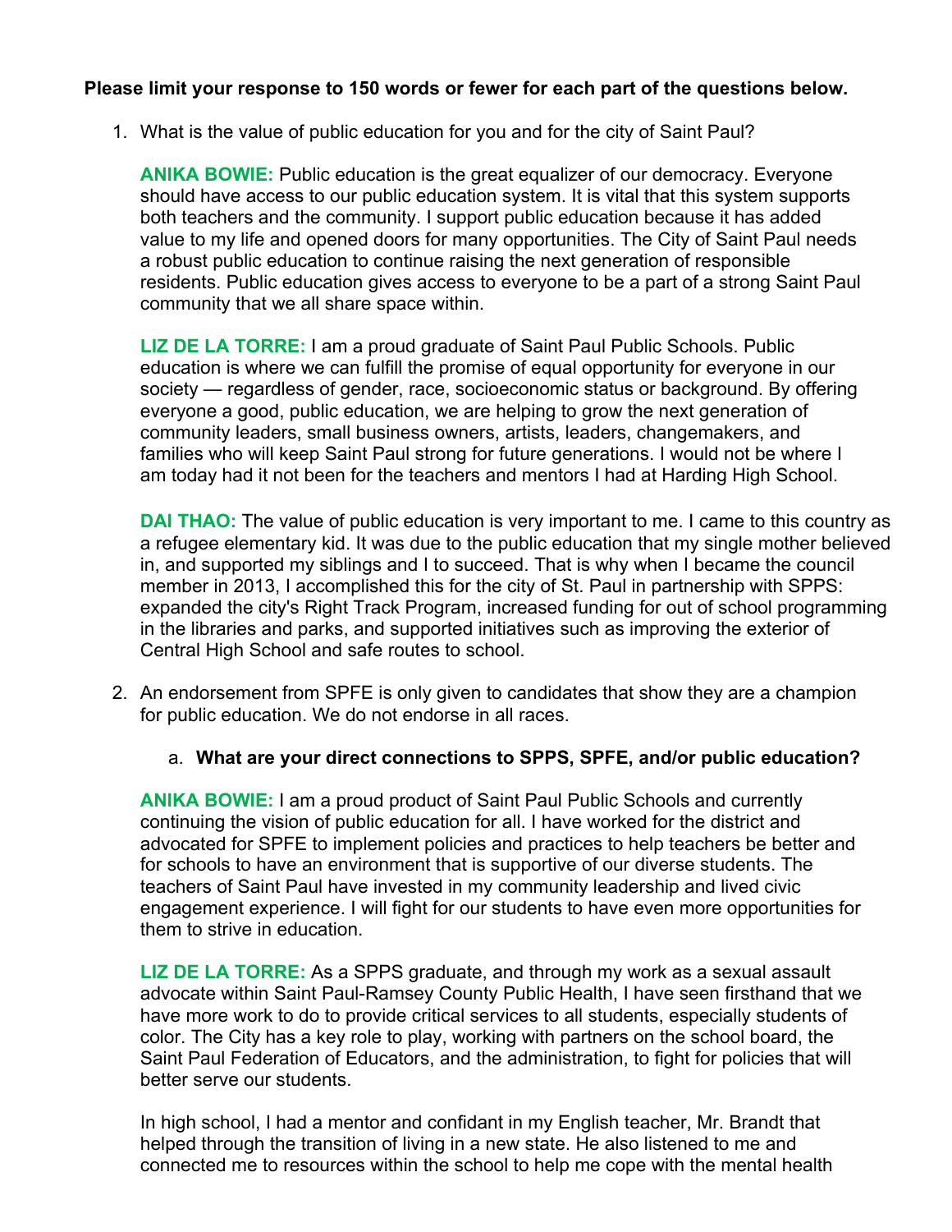**Please limit your response to 150 words or fewer for each part of the questions below.**

1. What is the value of public education for you and for the city of Saint Paul?

   **ANIKA BOWIE:** Public education is the great equalizer of our democracy. Everyone should have access to our public education system. It is vital that this system supports both teachers and the community. I support public education because it has added value to my life and opened doors for many opportunities. The City of Saint Paul needs a robust public education to continue raising the next generation of responsible residents. Public education gives access to everyone to be a part of a strong Saint Paul community that we all share space within.

   **LIZ DE LA TORRE:** I am a proud graduate of Saint Paul Public Schools. Public education is where we can fulfill the promise of equal opportunity for everyone in our society — regardless of gender, race, socioeconomic status or background. By offering everyone a good, public education, we are helping to grow the next generation of community leaders, small business owners, artists, leaders, changemakers, and families who will keep Saint Paul strong for future generations. I would not be where I am today had it not been for the teachers and mentors I had at Harding High School.

   **DAI THAO:** The value of public education is very important to me. I came to this country as a refugee elementary kid. It was due to the public education that my single mother believed in, and supported my siblings and I to succeed. That is why when I became the council member in 2013, I accomplished this for the city of St. Paul in partnership with SPPS: expanded the city's Right Track Program, increased funding for out of school programming in the libraries and parks, and supported initiatives such as improving the exterior of Central High School and safe routes to school.

2. An endorsement from SPFE is only given to candidates that show they are a champion for public education. We do not endorse in all races.

   a. **What are your direct connections to SPPS, SPFE, and/or public education?**

   **ANIKA BOWIE:** I am a proud product of Saint Paul Public Schools and currently continuing the vision of public education for all. I have worked for the district and advocated for SPFE to implement policies and practices to help teachers be better and for schools to have an environment that is supportive of our diverse students. The teachers of Saint Paul have invested in my community leadership and lived civic engagement experience. I will fight for our students to have even more opportunities for them to strive in education.

   **LIZ DE LA TORRE:** As a SPPS graduate, and through my work as a sexual assault advocate within Saint Paul-Ramsey County Public Health, I have seen firsthand that we have more work to do to provide critical services to all students, especially students of color. The City has a key role to play, working with partners on the school board, the Saint Paul Federation of Educators, and the administration, to fight for policies that will better serve our students.

   In high school, I had a mentor and confidant in my English teacher, Mr. Brandt that helped through the transition of living in a new state. He also listened to me and connected me to resources within the school to help me cope with the mental health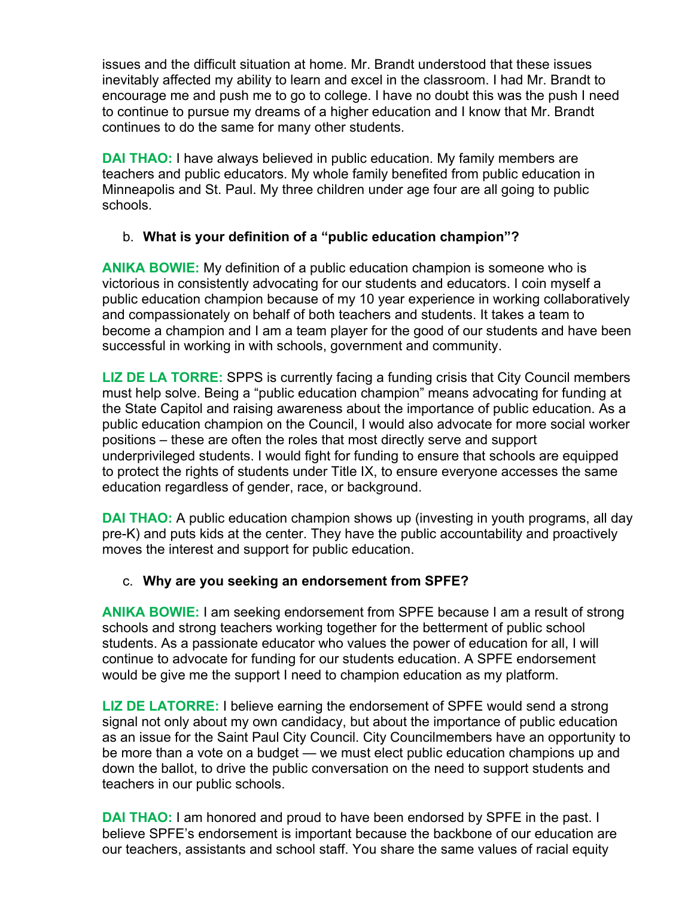issues and the difficult situation at home. Mr. Brandt understood that these issues inevitably affected my ability to learn and excel in the classroom. I had Mr. Brandt to encourage me and push me to go to college. I have no doubt this was the push I need to continue to pursue my dreams of a higher education and I know that Mr. Brandt continues to do the same for many other students.

**DAI THAO:** I have always believed in public education. My family members are teachers and public educators. My whole family benefited from public education in Minneapolis and St. Paul. My three children under age four are all going to public schools.

b. **What is your definition of a "public education champion"?**

**ANIKA BOWIE:** My definition of a public education champion is someone who is victorious in consistently advocating for our students and educators. I coin myself a public education champion because of my 10 year experience in working collaboratively and compassionately on behalf of both teachers and students. It takes a team to become a champion and I am a team player for the good of our students and have been successful in working in with schools, government and community.

**LIZ DE LA TORRE:** SPPS is currently facing a funding crisis that City Council members must help solve. Being a "public education champion" means advocating for funding at the State Capitol and raising awareness about the importance of public education. As a public education champion on the Council, I would also advocate for more social worker positions – these are often the roles that most directly serve and support underprivileged students. I would fight for funding to ensure that schools are equipped to protect the rights of students under Title IX, to ensure everyone accesses the same education regardless of gender, race, or background.

**DAI THAO:** A public education champion shows up (investing in youth programs, all day pre-K) and puts kids at the center. They have the public accountability and proactively moves the interest and support for public education.

c. **Why are you seeking an endorsement from SPFE?**

**ANIKA BOWIE:** I am seeking endorsement from SPFE because I am a result of strong schools and strong teachers working together for the betterment of public school students. As a passionate educator who values the power of education for all, I will continue to advocate for funding for our students education. A SPFE endorsement would be give me the support I need to champion education as my platform.

**LIZ DE LATORRE:** I believe earning the endorsement of SPFE would send a strong signal not only about my own candidacy, but about the importance of public education as an issue for the Saint Paul City Council. City Councilmembers have an opportunity to be more than a vote on a budget — we must elect public education champions up and down the ballot, to drive the public conversation on the need to support students and teachers in our public schools.

**DAI THAO:** I am honored and proud to have been endorsed by SPFE in the past. I believe SPFE's endorsement is important because the backbone of our education are our teachers, assistants and school staff. You share the same values of racial equity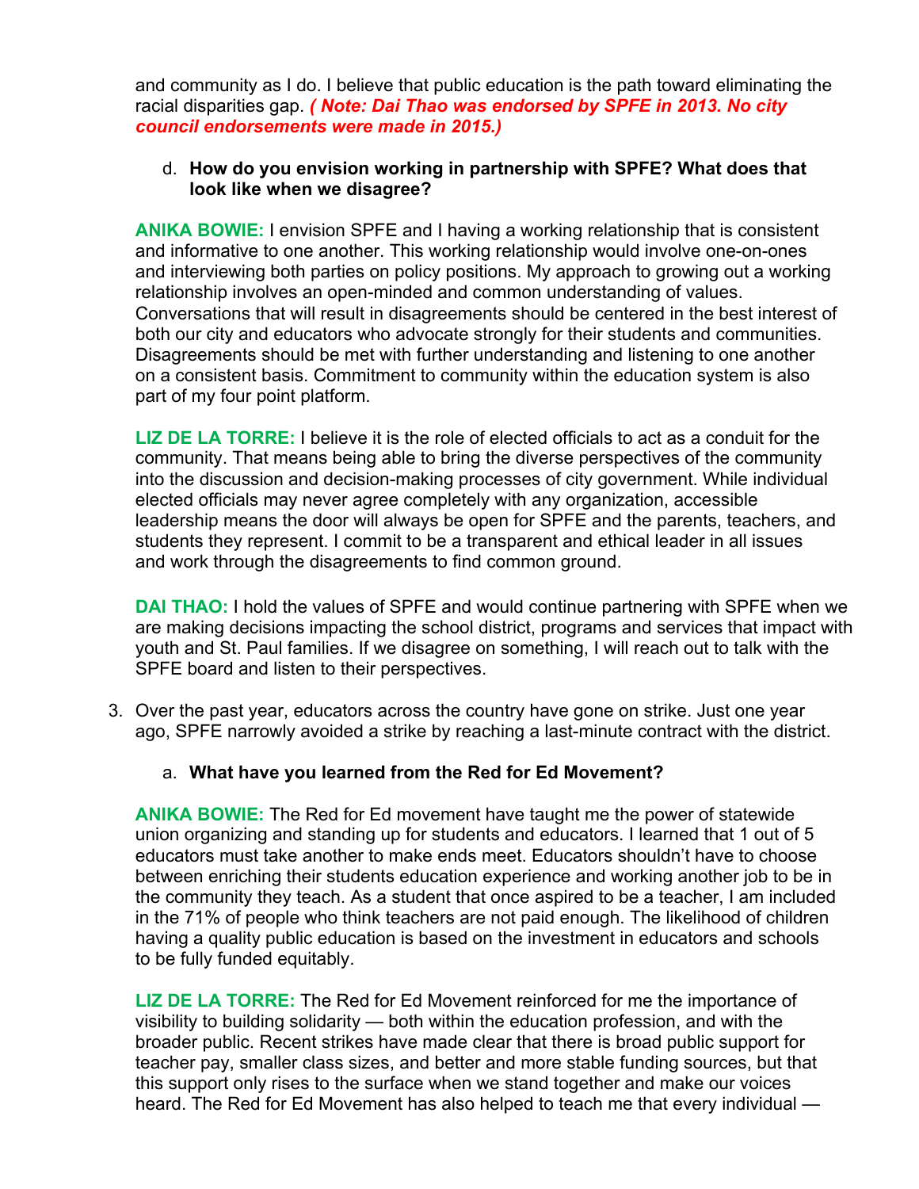and community as I do. I believe that public education is the path toward eliminating the racial disparities gap. ***( Note: Dai Thao was endorsed by SPFE in 2013. No city council endorsements were made in 2015.)***

d. **How do you envision working in partnership with SPFE? What does that look like when we disagree?**

**ANIKA BOWIE:** I envision SPFE and I having a working relationship that is consistent and informative to one another. This working relationship would involve one-on-ones and interviewing both parties on policy positions. My approach to growing out a working relationship involves an open-minded and common understanding of values. Conversations that will result in disagreements should be centered in the best interest of both our city and educators who advocate strongly for their students and communities. Disagreements should be met with further understanding and listening to one another on a consistent basis. Commitment to community within the education system is also part of my four point platform.

**LIZ DE LA TORRE:** I believe it is the role of elected officials to act as a conduit for the community. That means being able to bring the diverse perspectives of the community into the discussion and decision-making processes of city government. While individual elected officials may never agree completely with any organization, accessible leadership means the door will always be open for SPFE and the parents, teachers, and students they represent. I commit to be a transparent and ethical leader in all issues and work through the disagreements to find common ground.

**DAI THAO:** I hold the values of SPFE and would continue partnering with SPFE when we are making decisions impacting the school district, programs and services that impact with youth and St. Paul families. If we disagree on something, I will reach out to talk with the SPFE board and listen to their perspectives.

3. Over the past year, educators across the country have gone on strike. Just one year ago, SPFE narrowly avoided a strike by reaching a last-minute contract with the district.

a. **What have you learned from the Red for Ed Movement?**

**ANIKA BOWIE:** The Red for Ed movement have taught me the power of statewide union organizing and standing up for students and educators. I learned that 1 out of 5 educators must take another to make ends meet. Educators shouldn't have to choose between enriching their students education experience and working another job to be in the community they teach. As a student that once aspired to be a teacher, I am included in the 71% of people who think teachers are not paid enough. The likelihood of children having a quality public education is based on the investment in educators and schools to be fully funded equitably.

**LIZ DE LA TORRE:** The Red for Ed Movement reinforced for me the importance of visibility to building solidarity — both within the education profession, and with the broader public. Recent strikes have made clear that there is broad public support for teacher pay, smaller class sizes, and better and more stable funding sources, but that this support only rises to the surface when we stand together and make our voices heard. The Red for Ed Movement has also helped to teach me that every individual —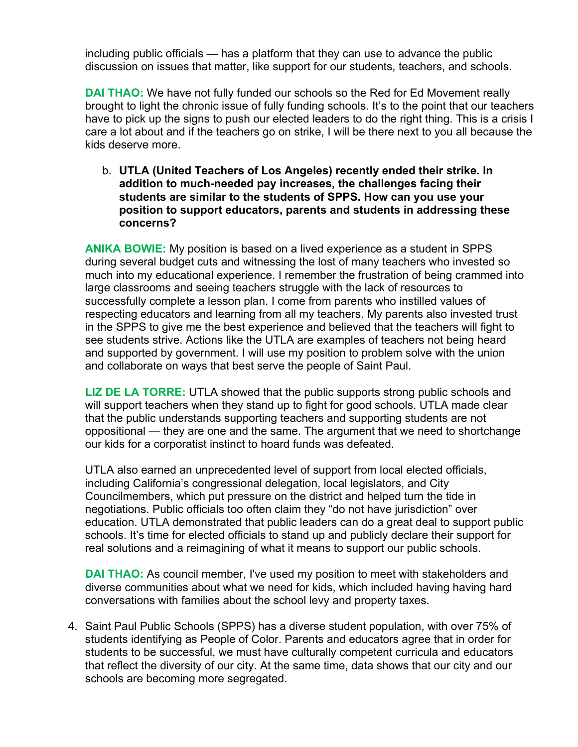including public officials — has a platform that they can use to advance the public discussion on issues that matter, like support for our students, teachers, and schools.

**DAI THAO:** We have not fully funded our schools so the Red for Ed Movement really brought to light the chronic issue of fully funding schools. It's to the point that our teachers have to pick up the signs to push our elected leaders to do the right thing. This is a crisis I care a lot about and if the teachers go on strike, I will be there next to you all because the kids deserve more.

b. **UTLA (United Teachers of Los Angeles) recently ended their strike. In addition to much-needed pay increases, the challenges facing their students are similar to the students of SPPS. How can you use your position to support educators, parents and students in addressing these concerns?**

**ANIKA BOWIE:** My position is based on a lived experience as a student in SPPS during several budget cuts and witnessing the lost of many teachers who invested so much into my educational experience. I remember the frustration of being crammed into large classrooms and seeing teachers struggle with the lack of resources to successfully complete a lesson plan. I come from parents who instilled values of respecting educators and learning from all my teachers. My parents also invested trust in the SPPS to give me the best experience and believed that the teachers will fight to see students strive. Actions like the UTLA are examples of teachers not being heard and supported by government. I will use my position to problem solve with the union and collaborate on ways that best serve the people of Saint Paul.

**LIZ DE LA TORRE:** UTLA showed that the public supports strong public schools and will support teachers when they stand up to fight for good schools. UTLA made clear that the public understands supporting teachers and supporting students are not oppositional — they are one and the same. The argument that we need to shortchange our kids for a corporatist instinct to hoard funds was defeated.

UTLA also earned an unprecedented level of support from local elected officials, including California's congressional delegation, local legislators, and City Councilmembers, which put pressure on the district and helped turn the tide in negotiations. Public officials too often claim they "do not have jurisdiction" over education. UTLA demonstrated that public leaders can do a great deal to support public schools. It's time for elected officials to stand up and publicly declare their support for real solutions and a reimagining of what it means to support our public schools.

**DAI THAO:** As council member, I've used my position to meet with stakeholders and diverse communities about what we need for kids, which included having having hard conversations with families about the school levy and property taxes.

4. Saint Paul Public Schools (SPPS) has a diverse student population, with over 75% of students identifying as People of Color. Parents and educators agree that in order for students to be successful, we must have culturally competent curricula and educators that reflect the diversity of our city. At the same time, data shows that our city and our schools are becoming more segregated.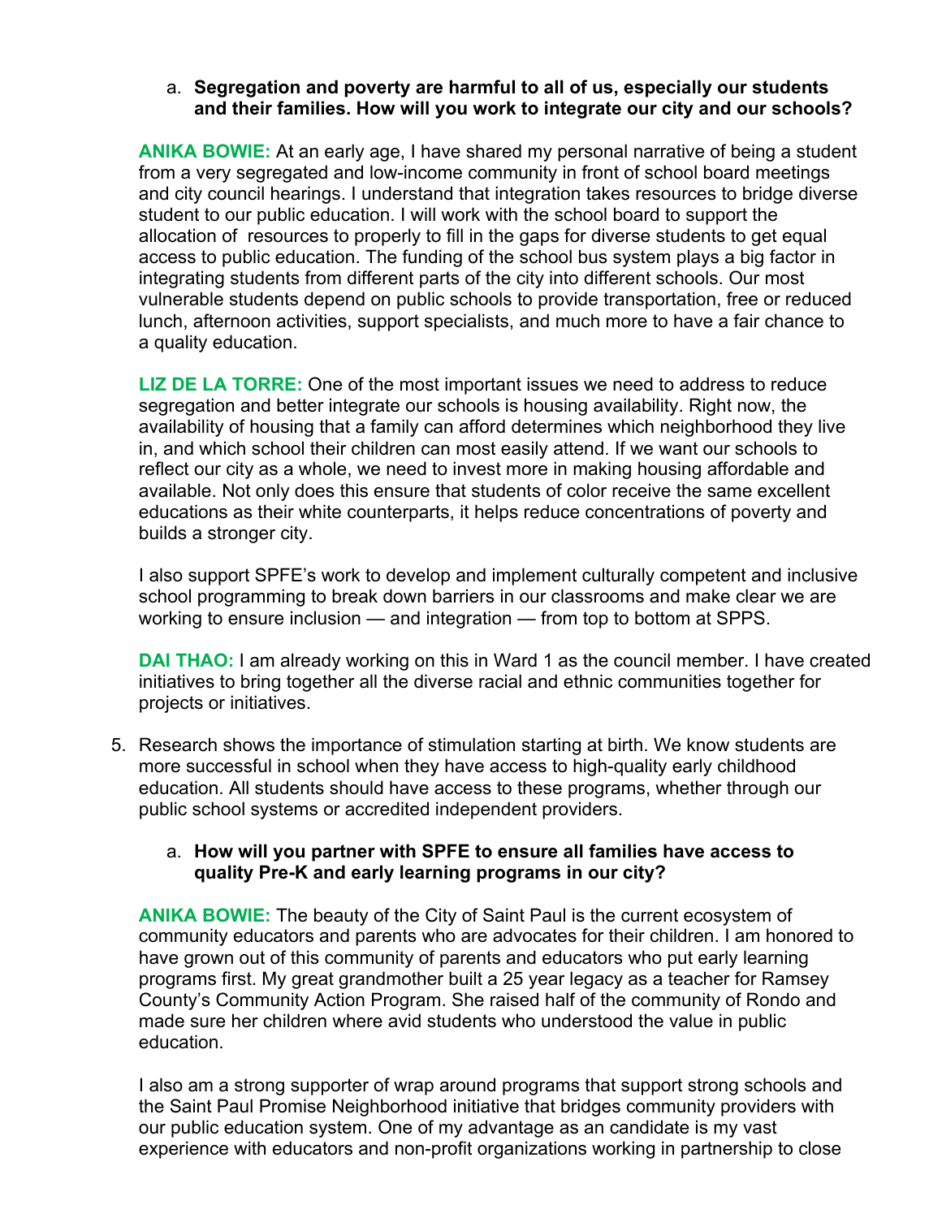a. **Segregation and poverty are harmful to all of us, especially our students and their families. How will you work to integrate our city and our schools?**

**ANIKA BOWIE:** At an early age, I have shared my personal narrative of being a student from a very segregated and low-income community in front of school board meetings and city council hearings. I understand that integration takes resources to bridge diverse student to our public education. I will work with the school board to support the allocation of  resources to properly to fill in the gaps for diverse students to get equal access to public education. The funding of the school bus system plays a big factor in integrating students from different parts of the city into different schools. Our most vulnerable students depend on public schools to provide transportation, free or reduced lunch, afternoon activities, support specialists, and much more to have a fair chance to a quality education.

**LIZ DE LA TORRE:** One of the most important issues we need to address to reduce segregation and better integrate our schools is housing availability. Right now, the availability of housing that a family can afford determines which neighborhood they live in, and which school their children can most easily attend. If we want our schools to reflect our city as a whole, we need to invest more in making housing affordable and available. Not only does this ensure that students of color receive the same excellent educations as their white counterparts, it helps reduce concentrations of poverty and builds a stronger city.

I also support SPFE's work to develop and implement culturally competent and inclusive school programming to break down barriers in our classrooms and make clear we are working to ensure inclusion — and integration — from top to bottom at SPPS.

**DAI THAO:** I am already working on this in Ward 1 as the council member. I have created initiatives to bring together all the diverse racial and ethnic communities together for projects or initiatives.

5. Research shows the importance of stimulation starting at birth. We know students are more successful in school when they have access to high-quality early childhood education. All students should have access to these programs, whether through our public school systems or accredited independent providers.

   a. **How will you partner with SPFE to ensure all families have access to quality Pre-K and early learning programs in our city?**

**ANIKA BOWIE:** The beauty of the City of Saint Paul is the current ecosystem of community educators and parents who are advocates for their children. I am honored to have grown out of this community of parents and educators who put early learning programs first. My great grandmother built a 25 year legacy as a teacher for Ramsey County's Community Action Program. She raised half of the community of Rondo and made sure her children where avid students who understood the value in public education.

I also am a strong supporter of wrap around programs that support strong schools and the Saint Paul Promise Neighborhood initiative that bridges community providers with our public education system. One of my advantage as an candidate is my vast experience with educators and non-profit organizations working in partnership to close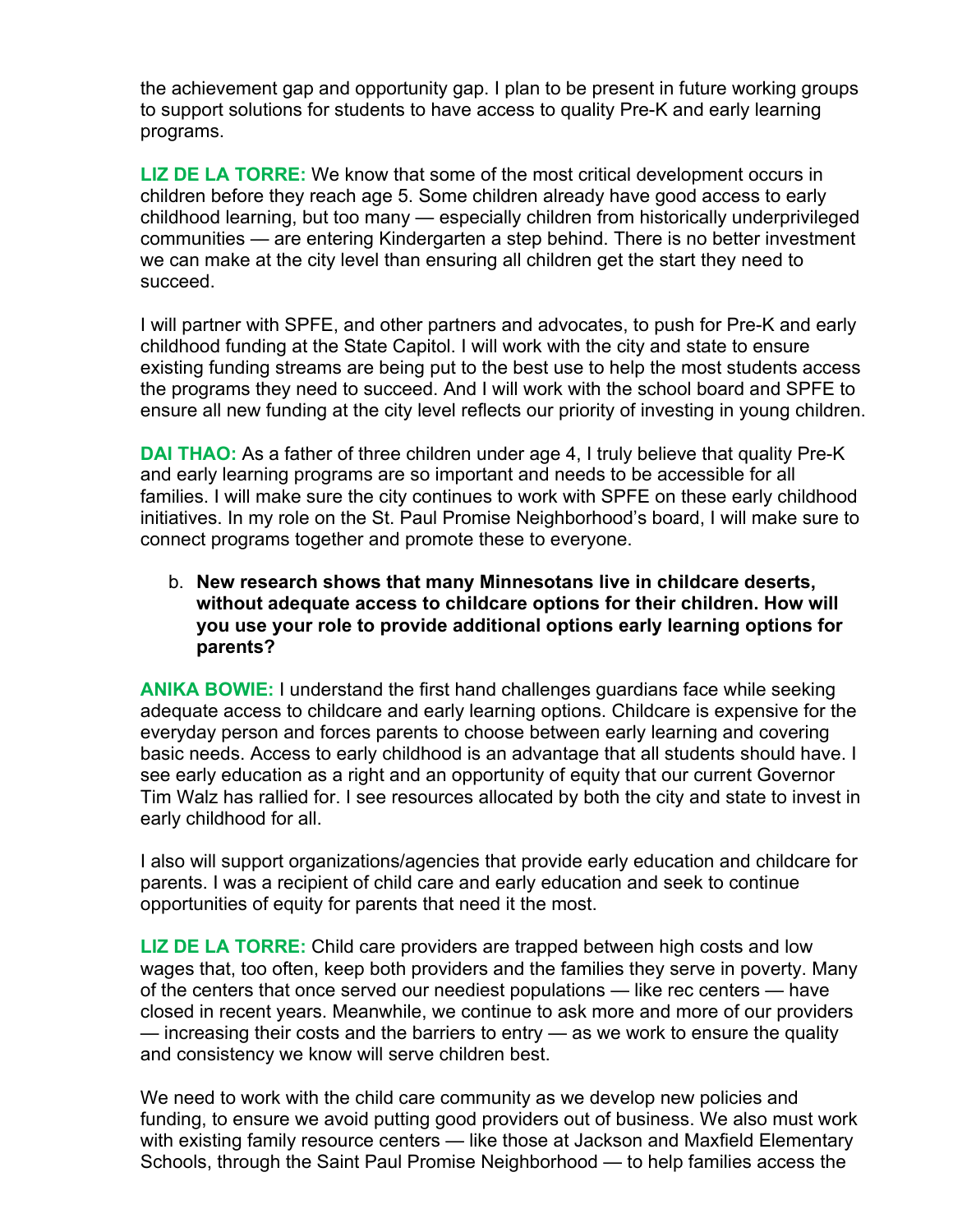the achievement gap and opportunity gap. I plan to be present in future working groups to support solutions for students to have access to quality Pre-K and early learning programs.

**LIZ DE LA TORRE:** We know that some of the most critical development occurs in children before they reach age 5. Some children already have good access to early childhood learning, but too many — especially children from historically underprivileged communities — are entering Kindergarten a step behind. There is no better investment we can make at the city level than ensuring all children get the start they need to succeed.

I will partner with SPFE, and other partners and advocates, to push for Pre-K and early childhood funding at the State Capitol. I will work with the city and state to ensure existing funding streams are being put to the best use to help the most students access the programs they need to succeed. And I will work with the school board and SPFE to ensure all new funding at the city level reflects our priority of investing in young children.

**DAI THAO:** As a father of three children under age 4, I truly believe that quality Pre-K and early learning programs are so important and needs to be accessible for all families. I will make sure the city continues to work with SPFE on these early childhood initiatives. In my role on the St. Paul Promise Neighborhood's board, I will make sure to connect programs together and promote these to everyone.

b. **New research shows that many Minnesotans live in childcare deserts, without adequate access to childcare options for their children. How will you use your role to provide additional options early learning options for parents?**

**ANIKA BOWIE:** I understand the first hand challenges guardians face while seeking adequate access to childcare and early learning options. Childcare is expensive for the everyday person and forces parents to choose between early learning and covering basic needs. Access to early childhood is an advantage that all students should have. I see early education as a right and an opportunity of equity that our current Governor Tim Walz has rallied for. I see resources allocated by both the city and state to invest in early childhood for all.

I also will support organizations/agencies that provide early education and childcare for parents. I was a recipient of child care and early education and seek to continue opportunities of equity for parents that need it the most.

**LIZ DE LA TORRE:** Child care providers are trapped between high costs and low wages that, too often, keep both providers and the families they serve in poverty. Many of the centers that once served our neediest populations — like rec centers — have closed in recent years. Meanwhile, we continue to ask more and more of our providers — increasing their costs and the barriers to entry — as we work to ensure the quality and consistency we know will serve children best.

We need to work with the child care community as we develop new policies and funding, to ensure we avoid putting good providers out of business. We also must work with existing family resource centers — like those at Jackson and Maxfield Elementary Schools, through the Saint Paul Promise Neighborhood — to help families access the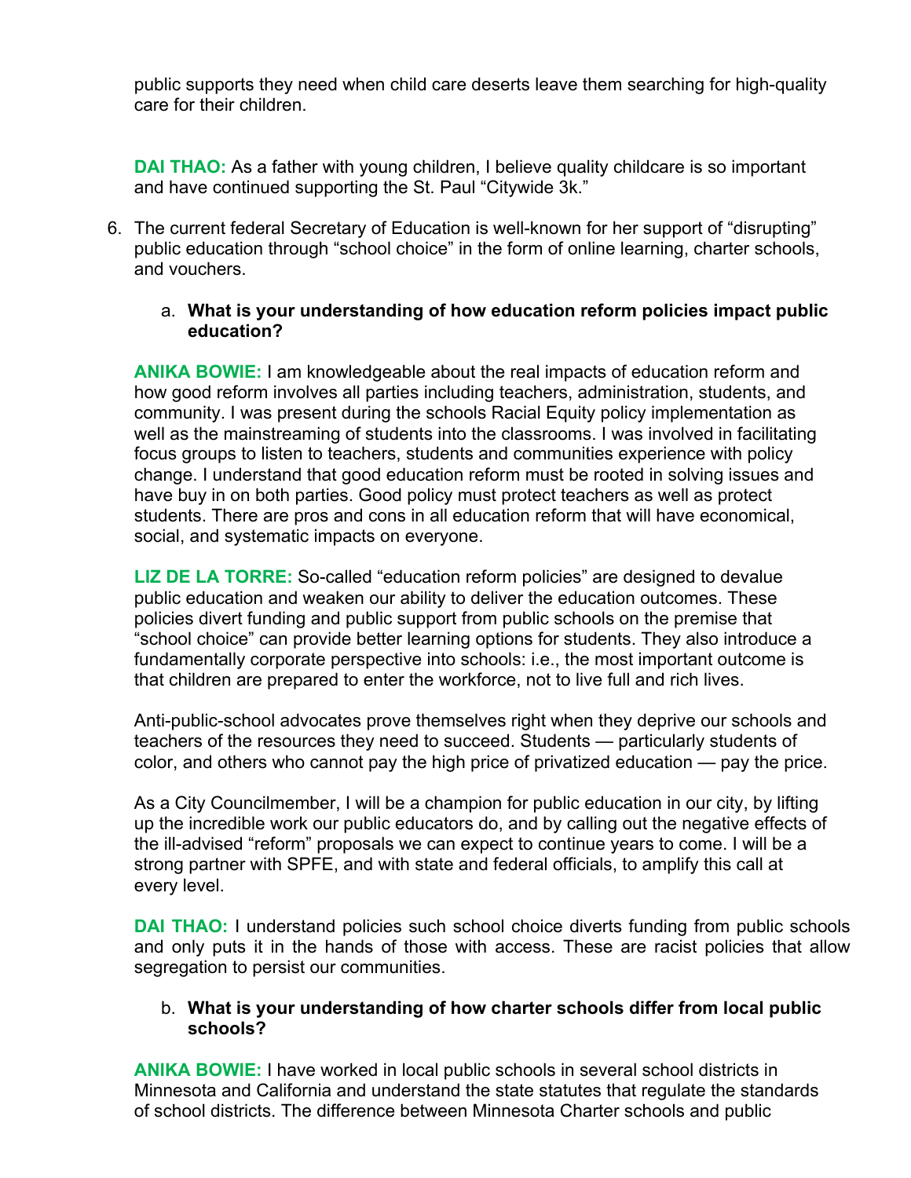public supports they need when child care deserts leave them searching for high-quality care for their children.

**DAI THAO:** As a father with young children, I believe quality childcare is so important and have continued supporting the St. Paul "Citywide 3k."

6. The current federal Secretary of Education is well-known for her support of "disrupting" public education through "school choice" in the form of online learning, charter schools, and vouchers.

   a. **What is your understanding of how education reform policies impact public education?**

**ANIKA BOWIE:** I am knowledgeable about the real impacts of education reform and how good reform involves all parties including teachers, administration, students, and community. I was present during the schools Racial Equity policy implementation as well as the mainstreaming of students into the classrooms. I was involved in facilitating focus groups to listen to teachers, students and communities experience with policy change. I understand that good education reform must be rooted in solving issues and have buy in on both parties. Good policy must protect teachers as well as protect students. There are pros and cons in all education reform that will have economical, social, and systematic impacts on everyone.

**LIZ DE LA TORRE:** So-called "education reform policies" are designed to devalue public education and weaken our ability to deliver the education outcomes. These policies divert funding and public support from public schools on the premise that "school choice" can provide better learning options for students. They also introduce a fundamentally corporate perspective into schools: i.e., the most important outcome is that children are prepared to enter the workforce, not to live full and rich lives.

Anti-public-school advocates prove themselves right when they deprive our schools and teachers of the resources they need to succeed. Students — particularly students of color, and others who cannot pay the high price of privatized education — pay the price.

As a City Councilmember, I will be a champion for public education in our city, by lifting up the incredible work our public educators do, and by calling out the negative effects of the ill-advised "reform" proposals we can expect to continue years to come. I will be a strong partner with SPFE, and with state and federal officials, to amplify this call at every level.

**DAI THAO:** I understand policies such school choice diverts funding from public schools and only puts it in the hands of those with access. These are racist policies that allow segregation to persist our communities.

   b. **What is your understanding of how charter schools differ from local public schools?**

**ANIKA BOWIE:** I have worked in local public schools in several school districts in Minnesota and California and understand the state statutes that regulate the standards of school districts. The difference between Minnesota Charter schools and public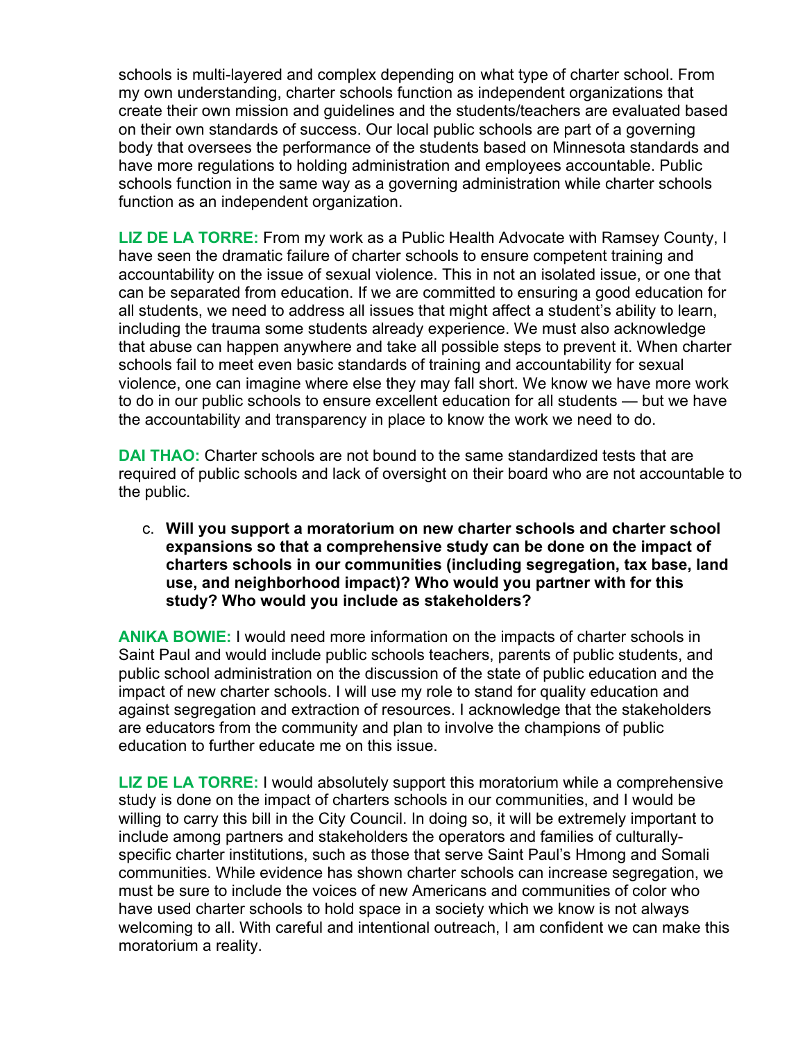schools is multi-layered and complex depending on what type of charter school. From my own understanding, charter schools function as independent organizations that create their own mission and guidelines and the students/teachers are evaluated based on their own standards of success. Our local public schools are part of a governing body that oversees the performance of the students based on Minnesota standards and have more regulations to holding administration and employees accountable. Public schools function in the same way as a governing administration while charter schools function as an independent organization.

**LIZ DE LA TORRE:** From my work as a Public Health Advocate with Ramsey County, I have seen the dramatic failure of charter schools to ensure competent training and accountability on the issue of sexual violence. This in not an isolated issue, or one that can be separated from education. If we are committed to ensuring a good education for all students, we need to address all issues that might affect a student's ability to learn, including the trauma some students already experience. We must also acknowledge that abuse can happen anywhere and take all possible steps to prevent it. When charter schools fail to meet even basic standards of training and accountability for sexual violence, one can imagine where else they may fall short. We know we have more work to do in our public schools to ensure excellent education for all students — but we have the accountability and transparency in place to know the work we need to do.

**DAI THAO:** Charter schools are not bound to the same standardized tests that are required of public schools and lack of oversight on their board who are not accountable to the public.

c. **Will you support a moratorium on new charter schools and charter school expansions so that a comprehensive study can be done on the impact of charters schools in our communities (including segregation, tax base, land use, and neighborhood impact)? Who would you partner with for this study? Who would you include as stakeholders?**

**ANIKA BOWIE:** I would need more information on the impacts of charter schools in Saint Paul and would include public schools teachers, parents of public students, and public school administration on the discussion of the state of public education and the impact of new charter schools. I will use my role to stand for quality education and against segregation and extraction of resources. I acknowledge that the stakeholders are educators from the community and plan to involve the champions of public education to further educate me on this issue.

**LIZ DE LA TORRE:** I would absolutely support this moratorium while a comprehensive study is done on the impact of charters schools in our communities, and I would be willing to carry this bill in the City Council. In doing so, it will be extremely important to include among partners and stakeholders the operators and families of culturally-specific charter institutions, such as those that serve Saint Paul's Hmong and Somali communities. While evidence has shown charter schools can increase segregation, we must be sure to include the voices of new Americans and communities of color who have used charter schools to hold space in a society which we know is not always welcoming to all. With careful and intentional outreach, I am confident we can make this moratorium a reality.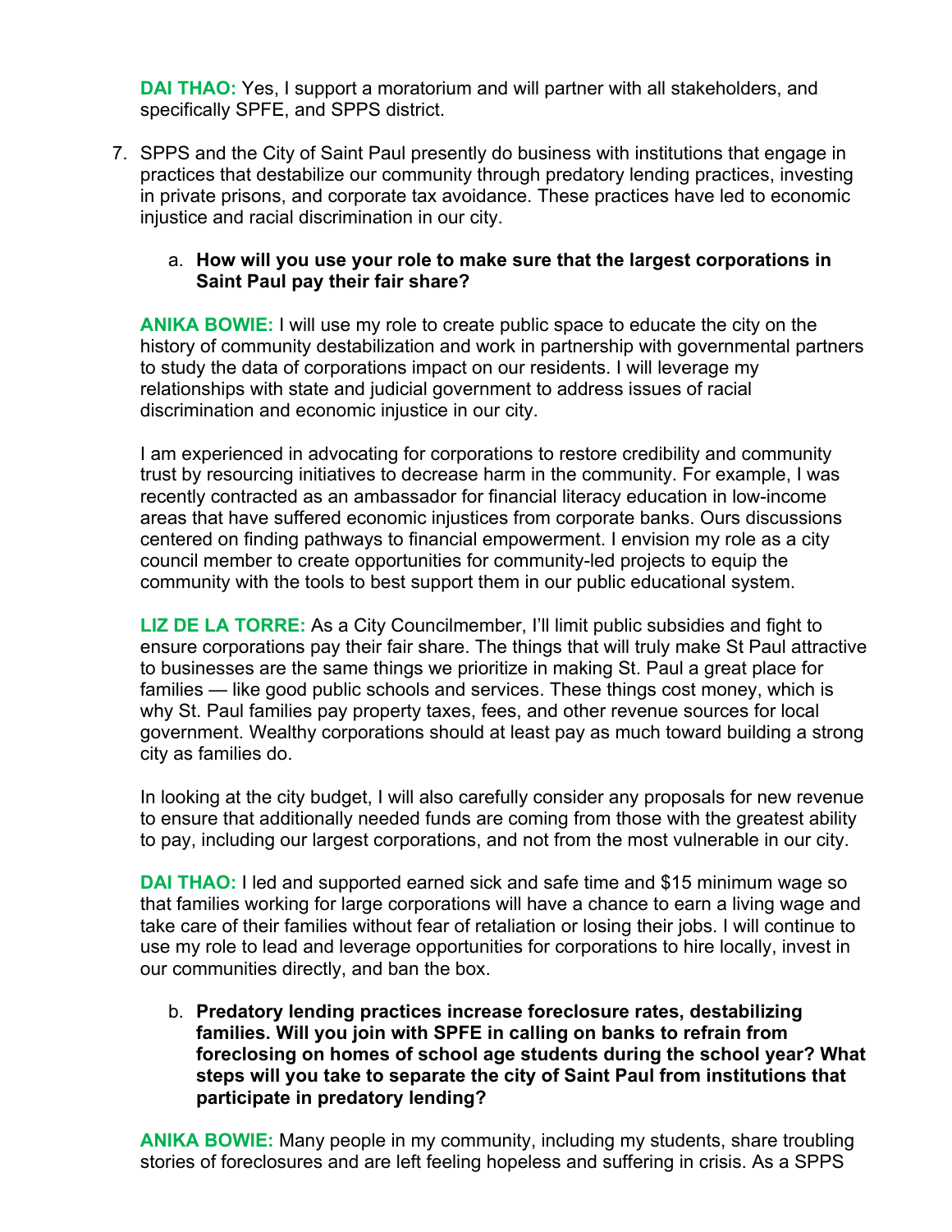**DAI THAO:** Yes, I support a moratorium and will partner with all stakeholders, and specifically SPFE, and SPPS district.

7. SPPS and the City of Saint Paul presently do business with institutions that engage in practices that destabilize our community through predatory lending practices, investing in private prisons, and corporate tax avoidance. These practices have led to economic injustice and racial discrimination in our city.

   a. **How will you use your role to make sure that the largest corporations in Saint Paul pay their fair share?**

**ANIKA BOWIE:** I will use my role to create public space to educate the city on the history of community destabilization and work in partnership with governmental partners to study the data of corporations impact on our residents. I will leverage my relationships with state and judicial government to address issues of racial discrimination and economic injustice in our city.

I am experienced in advocating for corporations to restore credibility and community trust by resourcing initiatives to decrease harm in the community. For example, I was recently contracted as an ambassador for financial literacy education in low-income areas that have suffered economic injustices from corporate banks. Ours discussions centered on finding pathways to financial empowerment. I envision my role as a city council member to create opportunities for community-led projects to equip the community with the tools to best support them in our public educational system.

**LIZ DE LA TORRE:** As a City Councilmember, I'll limit public subsidies and fight to ensure corporations pay their fair share. The things that will truly make St Paul attractive to businesses are the same things we prioritize in making St. Paul a great place for families — like good public schools and services. These things cost money, which is why St. Paul families pay property taxes, fees, and other revenue sources for local government. Wealthy corporations should at least pay as much toward building a strong city as families do.

In looking at the city budget, I will also carefully consider any proposals for new revenue to ensure that additionally needed funds are coming from those with the greatest ability to pay, including our largest corporations, and not from the most vulnerable in our city.

**DAI THAO:** I led and supported earned sick and safe time and $15 minimum wage so that families working for large corporations will have a chance to earn a living wage and take care of their families without fear of retaliation or losing their jobs. I will continue to use my role to lead and leverage opportunities for corporations to hire locally, invest in our communities directly, and ban the box.

   b. **Predatory lending practices increase foreclosure rates, destabilizing families. Will you join with SPFE in calling on banks to refrain from foreclosing on homes of school age students during the school year? What steps will you take to separate the city of Saint Paul from institutions that participate in predatory lending?**

**ANIKA BOWIE:** Many people in my community, including my students, share troubling stories of foreclosures and are left feeling hopeless and suffering in crisis. As a SPPS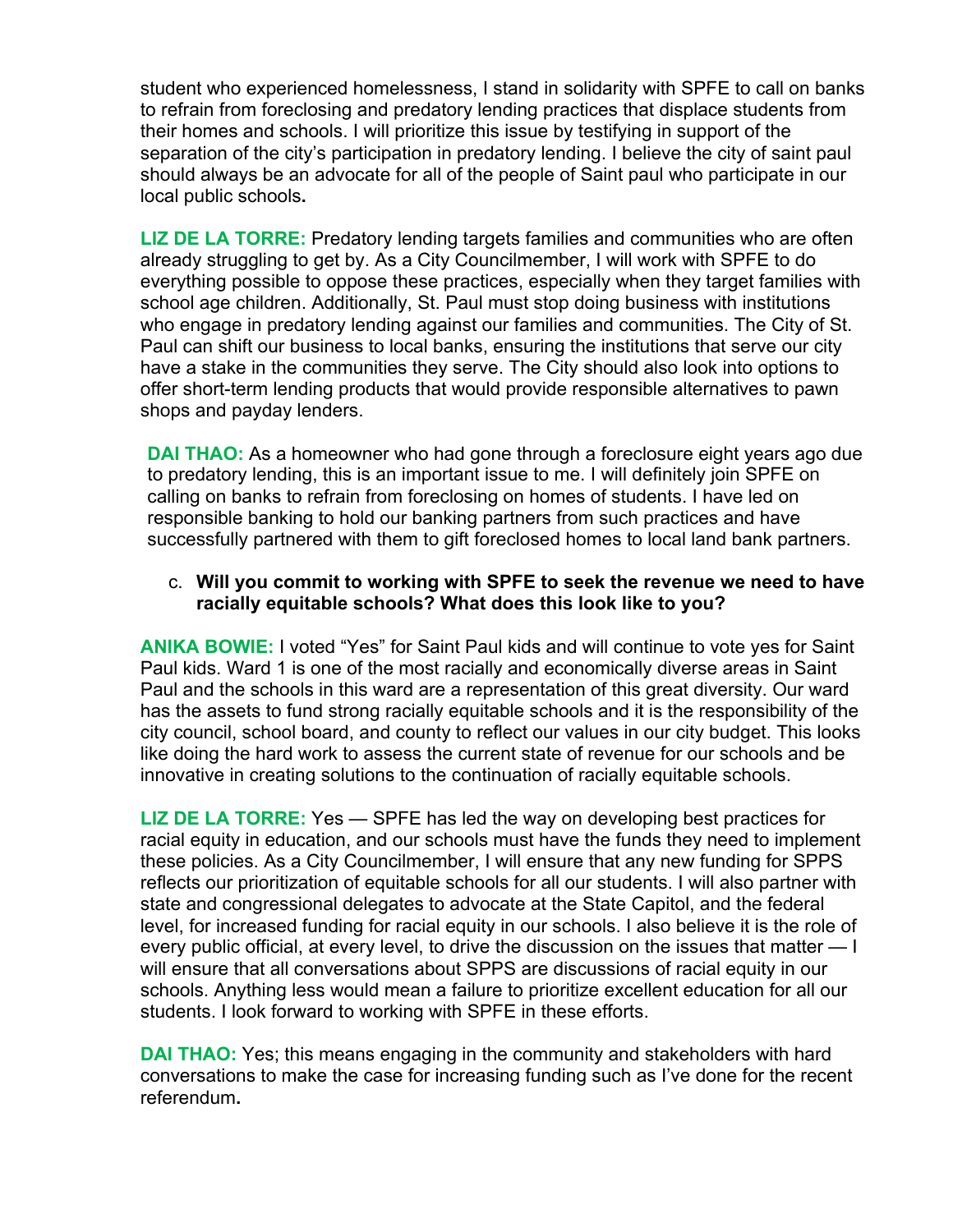student who experienced homelessness, I stand in solidarity with SPFE to call on banks to refrain from foreclosing and predatory lending practices that displace students from their homes and schools. I will prioritize this issue by testifying in support of the separation of the city's participation in predatory lending. I believe the city of saint paul should always be an advocate for all of the people of Saint paul who participate in our local public schools**.**

**LIZ DE LA TORRE:** Predatory lending targets families and communities who are often already struggling to get by. As a City Councilmember, I will work with SPFE to do everything possible to oppose these practices, especially when they target families with school age children. Additionally, St. Paul must stop doing business with institutions who engage in predatory lending against our families and communities. The City of St. Paul can shift our business to local banks, ensuring the institutions that serve our city have a stake in the communities they serve. The City should also look into options to offer short-term lending products that would provide responsible alternatives to pawn shops and payday lenders.

**DAI THAO:** As a homeowner who had gone through a foreclosure eight years ago due to predatory lending, this is an important issue to me. I will definitely join SPFE on calling on banks to refrain from foreclosing on homes of students. I have led on responsible banking to hold our banking partners from such practices and have successfully partnered with them to gift foreclosed homes to local land bank partners.

c. **Will you commit to working with SPFE to seek the revenue we need to have racially equitable schools? What does this look like to you?**

**ANIKA BOWIE:** I voted "Yes" for Saint Paul kids and will continue to vote yes for Saint Paul kids. Ward 1 is one of the most racially and economically diverse areas in Saint Paul and the schools in this ward are a representation of this great diversity. Our ward has the assets to fund strong racially equitable schools and it is the responsibility of the city council, school board, and county to reflect our values in our city budget. This looks like doing the hard work to assess the current state of revenue for our schools and be innovative in creating solutions to the continuation of racially equitable schools.

**LIZ DE LA TORRE:** Yes — SPFE has led the way on developing best practices for racial equity in education, and our schools must have the funds they need to implement these policies. As a City Councilmember, I will ensure that any new funding for SPPS reflects our prioritization of equitable schools for all our students. I will also partner with state and congressional delegates to advocate at the State Capitol, and the federal level, for increased funding for racial equity in our schools. I also believe it is the role of every public official, at every level, to drive the discussion on the issues that matter — I will ensure that all conversations about SPPS are discussions of racial equity in our schools. Anything less would mean a failure to prioritize excellent education for all our students. I look forward to working with SPFE in these efforts.

**DAI THAO:** Yes; this means engaging in the community and stakeholders with hard conversations to make the case for increasing funding such as I've done for the recent referendum**.**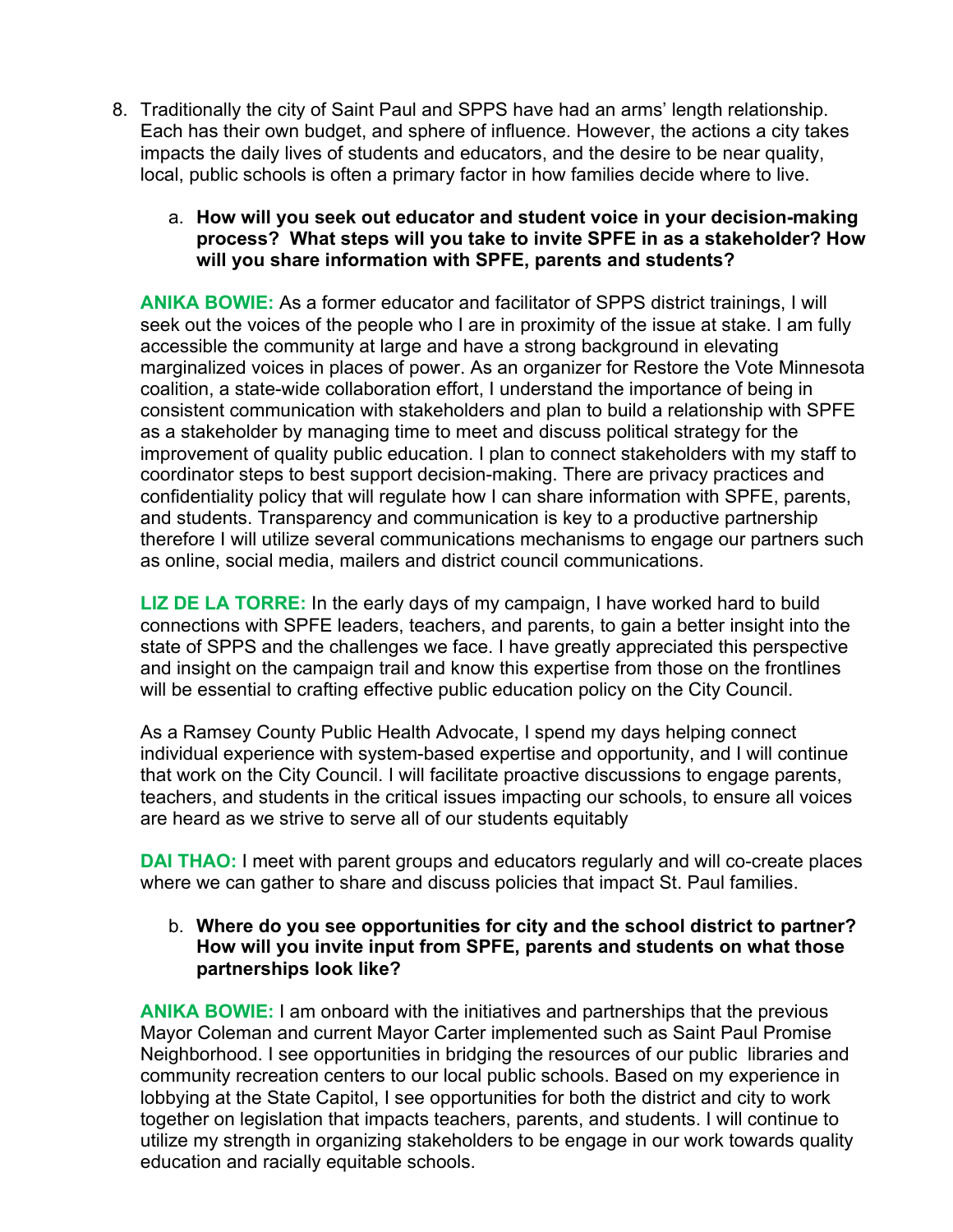8. Traditionally the city of Saint Paul and SPPS have had an arms' length relationship. Each has their own budget, and sphere of influence. However, the actions a city takes impacts the daily lives of students and educators, and the desire to be near quality, local, public schools is often a primary factor in how families decide where to live.

    a. **How will you seek out educator and student voice in your decision-making process? What steps will you take to invite SPFE in as a stakeholder? How will you share information with SPFE, parents and students?**

**ANIKA BOWIE:** As a former educator and facilitator of SPPS district trainings, I will seek out the voices of the people who I are in proximity of the issue at stake. I am fully accessible the community at large and have a strong background in elevating marginalized voices in places of power. As an organizer for Restore the Vote Minnesota coalition, a state-wide collaboration effort, I understand the importance of being in consistent communication with stakeholders and plan to build a relationship with SPFE as a stakeholder by managing time to meet and discuss political strategy for the improvement of quality public education. I plan to connect stakeholders with my staff to coordinator steps to best support decision-making. There are privacy practices and confidentiality policy that will regulate how I can share information with SPFE, parents, and students. Transparency and communication is key to a productive partnership therefore I will utilize several communications mechanisms to engage our partners such as online, social media, mailers and district council communications.

**LIZ DE LA TORRE:** In the early days of my campaign, I have worked hard to build connections with SPFE leaders, teachers, and parents, to gain a better insight into the state of SPPS and the challenges we face. I have greatly appreciated this perspective and insight on the campaign trail and know this expertise from those on the frontlines will be essential to crafting effective public education policy on the City Council.

As a Ramsey County Public Health Advocate, I spend my days helping connect individual experience with system-based expertise and opportunity, and I will continue that work on the City Council. I will facilitate proactive discussions to engage parents, teachers, and students in the critical issues impacting our schools, to ensure all voices are heard as we strive to serve all of our students equitably

**DAI THAO:** I meet with parent groups and educators regularly and will co-create places where we can gather to share and discuss policies that impact St. Paul families.

    b. **Where do you see opportunities for city and the school district to partner? How will you invite input from SPFE, parents and students on what those partnerships look like?**

**ANIKA BOWIE:** I am onboard with the initiatives and partnerships that the previous Mayor Coleman and current Mayor Carter implemented such as Saint Paul Promise Neighborhood. I see opportunities in bridging the resources of our public libraries and community recreation centers to our local public schools. Based on my experience in lobbying at the State Capitol, I see opportunities for both the district and city to work together on legislation that impacts teachers, parents, and students. I will continue to utilize my strength in organizing stakeholders to be engage in our work towards quality education and racially equitable schools.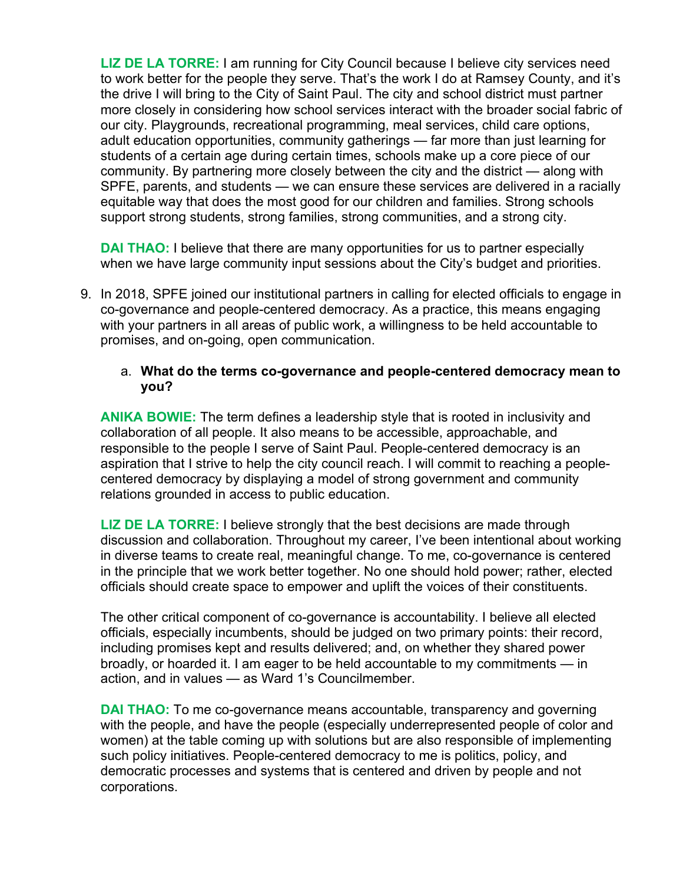**LIZ DE LA TORRE:** I am running for City Council because I believe city services need to work better for the people they serve. That's the work I do at Ramsey County, and it's the drive I will bring to the City of Saint Paul. The city and school district must partner more closely in considering how school services interact with the broader social fabric of our city. Playgrounds, recreational programming, meal services, child care options, adult education opportunities, community gatherings — far more than just learning for students of a certain age during certain times, schools make up a core piece of our community. By partnering more closely between the city and the district — along with SPFE, parents, and students — we can ensure these services are delivered in a racially equitable way that does the most good for our children and families. Strong schools support strong students, strong families, strong communities, and a strong city.

**DAI THAO:** I believe that there are many opportunities for us to partner especially when we have large community input sessions about the City's budget and priorities.

9. In 2018, SPFE joined our institutional partners in calling for elected officials to engage in co-governance and people-centered democracy. As a practice, this means engaging with your partners in all areas of public work, a willingness to be held accountable to promises, and on-going, open communication.

   a. **What do the terms co-governance and people-centered democracy mean to you?**

**ANIKA BOWIE:** The term defines a leadership style that is rooted in inclusivity and collaboration of all people. It also means to be accessible, approachable, and responsible to the people I serve of Saint Paul. People-centered democracy is an aspiration that I strive to help the city council reach. I will commit to reaching a people-centered democracy by displaying a model of strong government and community relations grounded in access to public education.

**LIZ DE LA TORRE:** I believe strongly that the best decisions are made through discussion and collaboration. Throughout my career, I've been intentional about working in diverse teams to create real, meaningful change. To me, co-governance is centered in the principle that we work better together. No one should hold power; rather, elected officials should create space to empower and uplift the voices of their constituents.

The other critical component of co-governance is accountability. I believe all elected officials, especially incumbents, should be judged on two primary points: their record, including promises kept and results delivered; and, on whether they shared power broadly, or hoarded it. I am eager to be held accountable to my commitments — in action, and in values — as Ward 1's Councilmember.

**DAI THAO:** To me co-governance means accountable, transparency and governing with the people, and have the people (especially underrepresented people of color and women) at the table coming up with solutions but are also responsible of implementing such policy initiatives. People-centered democracy to me is politics, policy, and democratic processes and systems that is centered and driven by people and not corporations.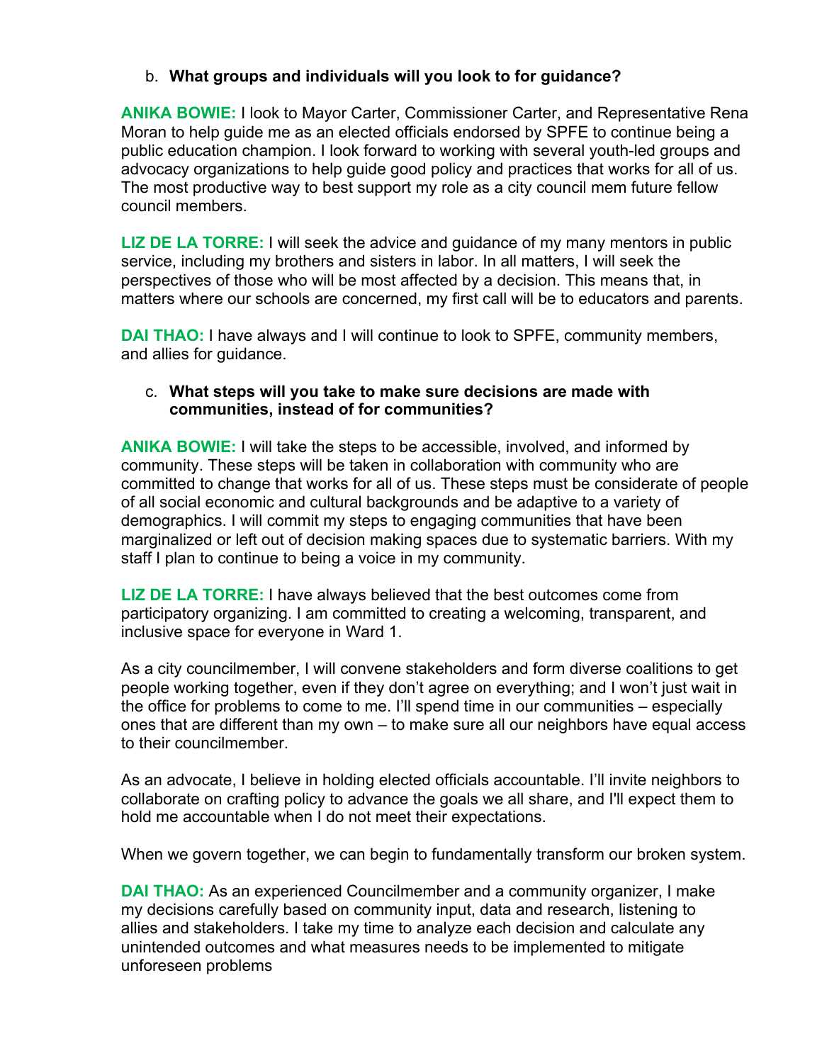b. **What groups and individuals will you look to for guidance?**

**ANIKA BOWIE:** I look to Mayor Carter, Commissioner Carter, and Representative Rena Moran to help guide me as an elected officials endorsed by SPFE to continue being a public education champion. I look forward to working with several youth-led groups and advocacy organizations to help guide good policy and practices that works for all of us. The most productive way to best support my role as a city council mem future fellow council members.

**LIZ DE LA TORRE:** I will seek the advice and guidance of my many mentors in public service, including my brothers and sisters in labor. In all matters, I will seek the perspectives of those who will be most affected by a decision. This means that, in matters where our schools are concerned, my first call will be to educators and parents.

**DAI THAO:** I have always and I will continue to look to SPFE, community members, and allies for guidance.

c. **What steps will you take to make sure decisions are made with communities, instead of for communities?**

**ANIKA BOWIE:** I will take the steps to be accessible, involved, and informed by community. These steps will be taken in collaboration with community who are committed to change that works for all of us. These steps must be considerate of people of all social economic and cultural backgrounds and be adaptive to a variety of demographics. I will commit my steps to engaging communities that have been marginalized or left out of decision making spaces due to systematic barriers. With my staff I plan to continue to being a voice in my community.

**LIZ DE LA TORRE:** I have always believed that the best outcomes come from participatory organizing. I am committed to creating a welcoming, transparent, and inclusive space for everyone in Ward 1.

As a city councilmember, I will convene stakeholders and form diverse coalitions to get people working together, even if they don't agree on everything; and I won't just wait in the office for problems to come to me. I'll spend time in our communities – especially ones that are different than my own – to make sure all our neighbors have equal access to their councilmember.

As an advocate, I believe in holding elected officials accountable. I'll invite neighbors to collaborate on crafting policy to advance the goals we all share, and I'll expect them to hold me accountable when I do not meet their expectations.

When we govern together, we can begin to fundamentally transform our broken system.

**DAI THAO:** As an experienced Councilmember and a community organizer, I make my decisions carefully based on community input, data and research, listening to allies and stakeholders. I take my time to analyze each decision and calculate any unintended outcomes and what measures needs to be implemented to mitigate unforeseen problems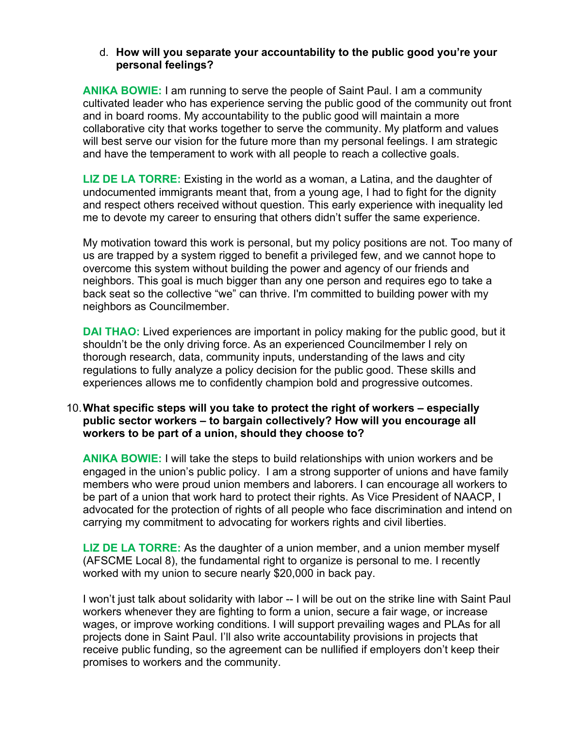d. **How will you separate your accountability to the public good you're your personal feelings?**

**ANIKA BOWIE:** I am running to serve the people of Saint Paul. I am a community cultivated leader who has experience serving the public good of the community out front and in board rooms. My accountability to the public good will maintain a more collaborative city that works together to serve the community. My platform and values will best serve our vision for the future more than my personal feelings. I am strategic and have the temperament to work with all people to reach a collective goals.

**LIZ DE LA TORRE:** Existing in the world as a woman, a Latina, and the daughter of undocumented immigrants meant that, from a young age, I had to fight for the dignity and respect others received without question. This early experience with inequality led me to devote my career to ensuring that others didn't suffer the same experience.

My motivation toward this work is personal, but my policy positions are not. Too many of us are trapped by a system rigged to benefit a privileged few, and we cannot hope to overcome this system without building the power and agency of our friends and neighbors. This goal is much bigger than any one person and requires ego to take a back seat so the collective "we" can thrive. I'm committed to building power with my neighbors as Councilmember.

**DAI THAO:** Lived experiences are important in policy making for the public good, but it shouldn't be the only driving force. As an experienced Councilmember I rely on thorough research, data, community inputs, understanding of the laws and city regulations to fully analyze a policy decision for the public good. These skills and experiences allows me to confidently champion bold and progressive outcomes.

10. **What specific steps will you take to protect the right of workers – especially public sector workers – to bargain collectively? How will you encourage all workers to be part of a union, should they choose to?**

**ANIKA BOWIE:** I will take the steps to build relationships with union workers and be engaged in the union's public policy. I am a strong supporter of unions and have family members who were proud union members and laborers. I can encourage all workers to be part of a union that work hard to protect their rights. As Vice President of NAACP, I advocated for the protection of rights of all people who face discrimination and intend on carrying my commitment to advocating for workers rights and civil liberties.

**LIZ DE LA TORRE:** As the daughter of a union member, and a union member myself (AFSCME Local 8), the fundamental right to organize is personal to me. I recently worked with my union to secure nearly $20,000 in back pay.

I won't just talk about solidarity with labor -- I will be out on the strike line with Saint Paul workers whenever they are fighting to form a union, secure a fair wage, or increase wages, or improve working conditions. I will support prevailing wages and PLAs for all projects done in Saint Paul. I'll also write accountability provisions in projects that receive public funding, so the agreement can be nullified if employers don't keep their promises to workers and the community.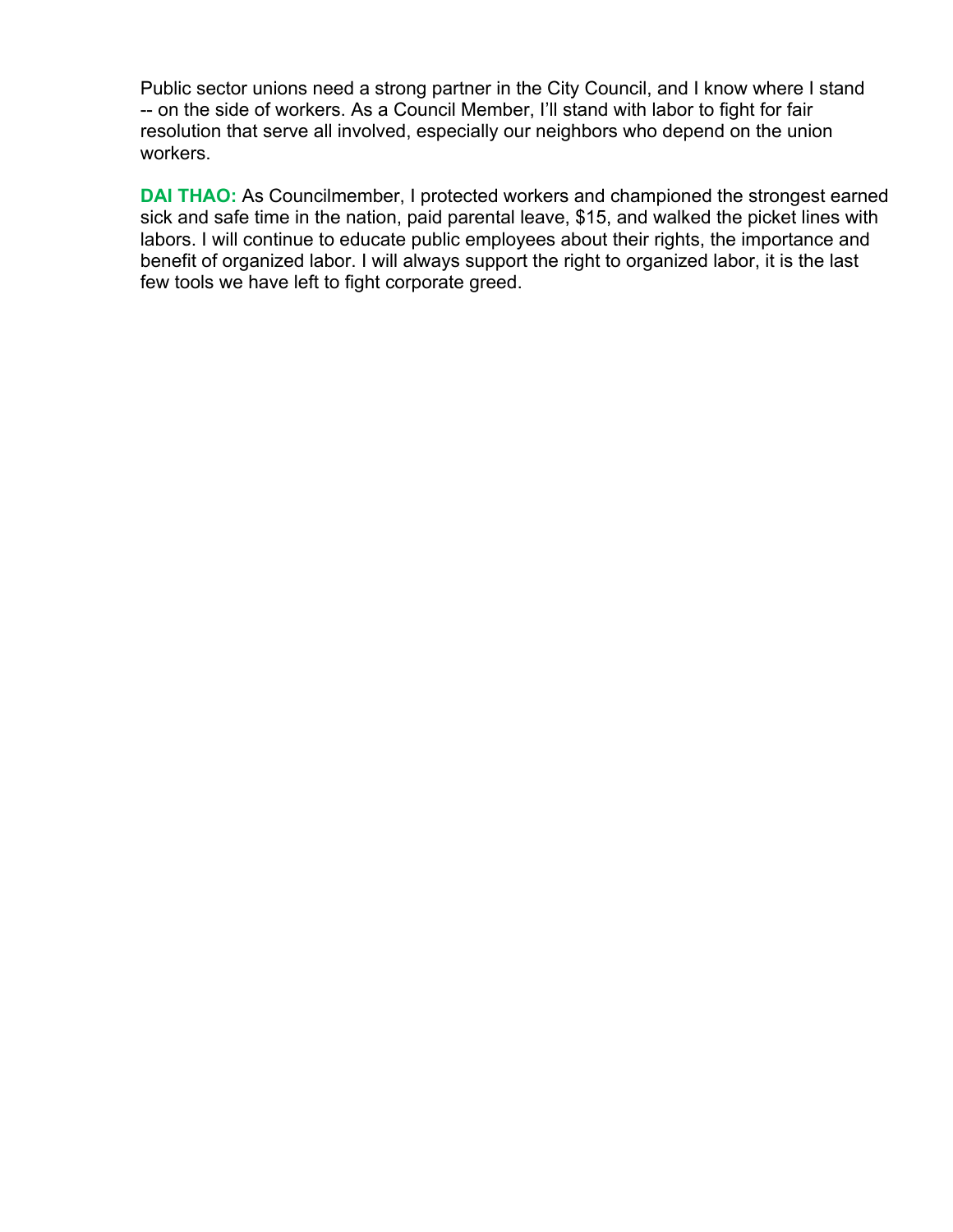Public sector unions need a strong partner in the City Council, and I know where I stand -- on the side of workers. As a Council Member, I'll stand with labor to fight for fair resolution that serve all involved, especially our neighbors who depend on the union workers.

**DAI THAO:** As Councilmember, I protected workers and championed the strongest earned sick and safe time in the nation, paid parental leave, $15, and walked the picket lines with labors. I will continue to educate public employees about their rights, the importance and benefit of organized labor. I will always support the right to organized labor, it is the last few tools we have left to fight corporate greed.